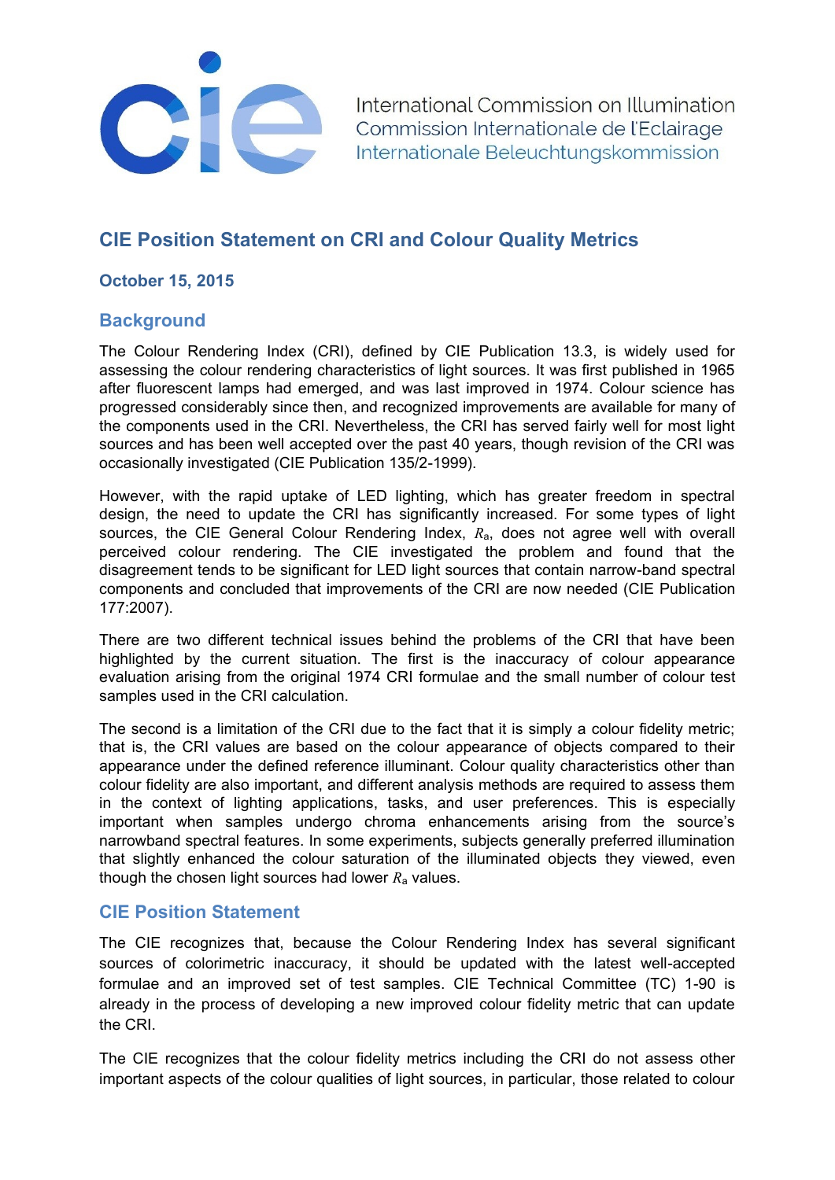International Commission on Illumination
Commission Internationale de l'Eclairage
Internationale Beleuchtungskommission

# CIE Position Statement on CRI and Colour Quality Metrics

**October 15, 2015**

## Background

The Colour Rendering Index (CRI), defined by CIE Publication 13.3, is widely used for assessing the colour rendering characteristics of light sources. It was first published in 1965 after fluorescent lamps had emerged, and was last improved in 1974. Colour science has progressed considerably since then, and recognized improvements are available for many of the components used in the CRI. Nevertheless, the CRI has served fairly well for most light sources and has been well accepted over the past 40 years, though revision of the CRI was occasionally investigated (CIE Publication 135/2-1999).

However, with the rapid uptake of LED lighting, which has greater freedom in spectral design, the need to update the CRI has significantly increased. For some types of light sources, the CIE General Colour Rendering Index, $R_a$, does not agree well with overall perceived colour rendering. The CIE investigated the problem and found that the disagreement tends to be significant for LED light sources that contain narrow-band spectral components and concluded that improvements of the CRI are now needed (CIE Publication 177:2007).

There are two different technical issues behind the problems of the CRI that have been highlighted by the current situation. The first is the inaccuracy of colour appearance evaluation arising from the original 1974 CRI formulae and the small number of colour test samples used in the CRI calculation.

The second is a limitation of the CRI due to the fact that it is simply a colour fidelity metric; that is, the CRI values are based on the colour appearance of objects compared to their appearance under the defined reference illuminant. Colour quality characteristics other than colour fidelity are also important, and different analysis methods are required to assess them in the context of lighting applications, tasks, and user preferences. This is especially important when samples undergo chroma enhancements arising from the source's narrowband spectral features. In some experiments, subjects generally preferred illumination that slightly enhanced the colour saturation of the illuminated objects they viewed, even though the chosen light sources had lower $R_a$ values.

## CIE Position Statement

The CIE recognizes that, because the Colour Rendering Index has several significant sources of colorimetric inaccuracy, it should be updated with the latest well-accepted formulae and an improved set of test samples. CIE Technical Committee (TC) 1-90 is already in the process of developing a new improved colour fidelity metric that can update the CRI.

The CIE recognizes that the colour fidelity metrics including the CRI do not assess other important aspects of the colour qualities of light sources, in particular, those related to colour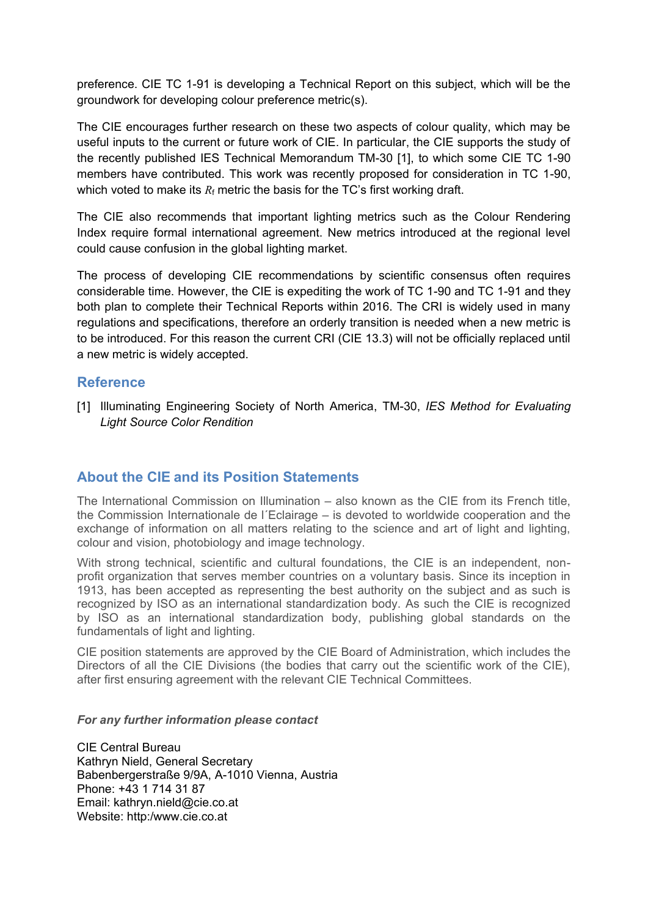preference. CIE TC 1-91 is developing a Technical Report on this subject, which will be the groundwork for developing colour preference metric(s).

The CIE encourages further research on these two aspects of colour quality, which may be useful inputs to the current or future work of CIE. In particular, the CIE supports the study of the recently published IES Technical Memorandum TM-30 [1], to which some CIE TC 1-90 members have contributed. This work was recently proposed for consideration in TC 1-90, which voted to make its $R_f$ metric the basis for the TC's first working draft.

The CIE also recommends that important lighting metrics such as the Colour Rendering Index require formal international agreement. New metrics introduced at the regional level could cause confusion in the global lighting market.

The process of developing CIE recommendations by scientific consensus often requires considerable time. However, the CIE is expediting the work of TC 1-90 and TC 1-91 and they both plan to complete their Technical Reports within 2016. The CRI is widely used in many regulations and specifications, therefore an orderly transition is needed when a new metric is to be introduced. For this reason the current CRI (CIE 13.3) will not be officially replaced until a new metric is widely accepted.

## Reference

[1] Illuminating Engineering Society of North America, TM-30, *IES Method for Evaluating Light Source Color Rendition*

## About the CIE and its Position Statements

The International Commission on Illumination – also known as the CIE from its French title, the Commission Internationale de l´Eclairage – is devoted to worldwide cooperation and the exchange of information on all matters relating to the science and art of light and lighting, colour and vision, photobiology and image technology.

With strong technical, scientific and cultural foundations, the CIE is an independent, non-profit organization that serves member countries on a voluntary basis. Since its inception in 1913, has been accepted as representing the best authority on the subject and as such is recognized by ISO as an international standardization body. As such the CIE is recognized by ISO as an international standardization body, publishing global standards on the fundamentals of light and lighting.

CIE position statements are approved by the CIE Board of Administration, which includes the Directors of all the CIE Divisions (the bodies that carry out the scientific work of the CIE), after first ensuring agreement with the relevant CIE Technical Committees.

***For any further information please contact***

CIE Central Bureau
Kathryn Nield, General Secretary
Babenbergerstraße 9/9A, A-1010 Vienna, Austria
Phone: +43 1 714 31 87
Email: kathryn.nield@cie.co.at
Website: http:/www.cie.co.at